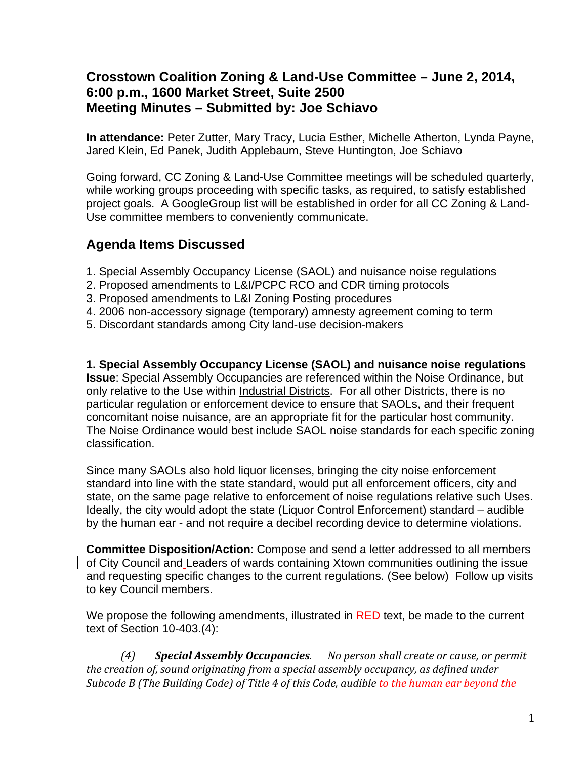# Crosstown Coalition Zoning & Land-Use Committee – June 2, 2014, 6:00 p.m., 1600 Market Street, Suite 2500
# Meeting Minutes – Submitted by: Joe Schiavo

**In attendance:** Peter Zutter, Mary Tracy, Lucia Esther, Michelle Atherton, Lynda Payne, Jared Klein, Ed Panek, Judith Applebaum, Steve Huntington, Joe Schiavo

Going forward, CC Zoning & Land-Use Committee meetings will be scheduled quarterly, while working groups proceeding with specific tasks, as required, to satisfy established project goals. A GoogleGroup list will be established in order for all CC Zoning & Land-Use committee members to conveniently communicate.

## Agenda Items Discussed

1. Special Assembly Occupancy License (SAOL) and nuisance noise regulations
2. Proposed amendments to L&I/PCPC RCO and CDR timing protocols
3. Proposed amendments to L&I Zoning Posting procedures
4. 2006 non-accessory signage (temporary) amnesty agreement coming to term
5. Discordant standards among City land-use decision-makers

**1. Special Assembly Occupancy License (SAOL) and nuisance noise regulations**
**Issue**: Special Assembly Occupancies are referenced within the Noise Ordinance, but only relative to the Use within <u>Industrial Districts</u>. For all other Districts, there is no particular regulation or enforcement device to ensure that SAOLs, and their frequent concomitant noise nuisance, are an appropriate fit for the particular host community. The Noise Ordinance would best include SAOL noise standards for each specific zoning classification.

Since many SAOLs also hold liquor licenses, bringing the city noise enforcement standard into line with the state standard, would put all enforcement officers, city and state, on the same page relative to enforcement of noise regulations relative such Uses. Ideally, the city would adopt the state (Liquor Control Enforcement) standard – audible by the human ear - and not require a decibel recording device to determine violations.

**Committee Disposition/Action**: Compose and send a letter addressed to all members of City Council and Leaders of wards containing Xtown communities outlining the issue and requesting specific changes to the current regulations. (See below) Follow up visits to key Council members.

We propose the following amendments, illustrated in RED text, be made to the current text of Section 10-403.(4):

*(4) **Special Assembly Occupancies**. No person shall create or cause, or permit the creation of, sound originating from a special assembly occupancy, as defined under Subcode B (The Building Code) of Title 4 of this Code, audible to the human ear beyond the*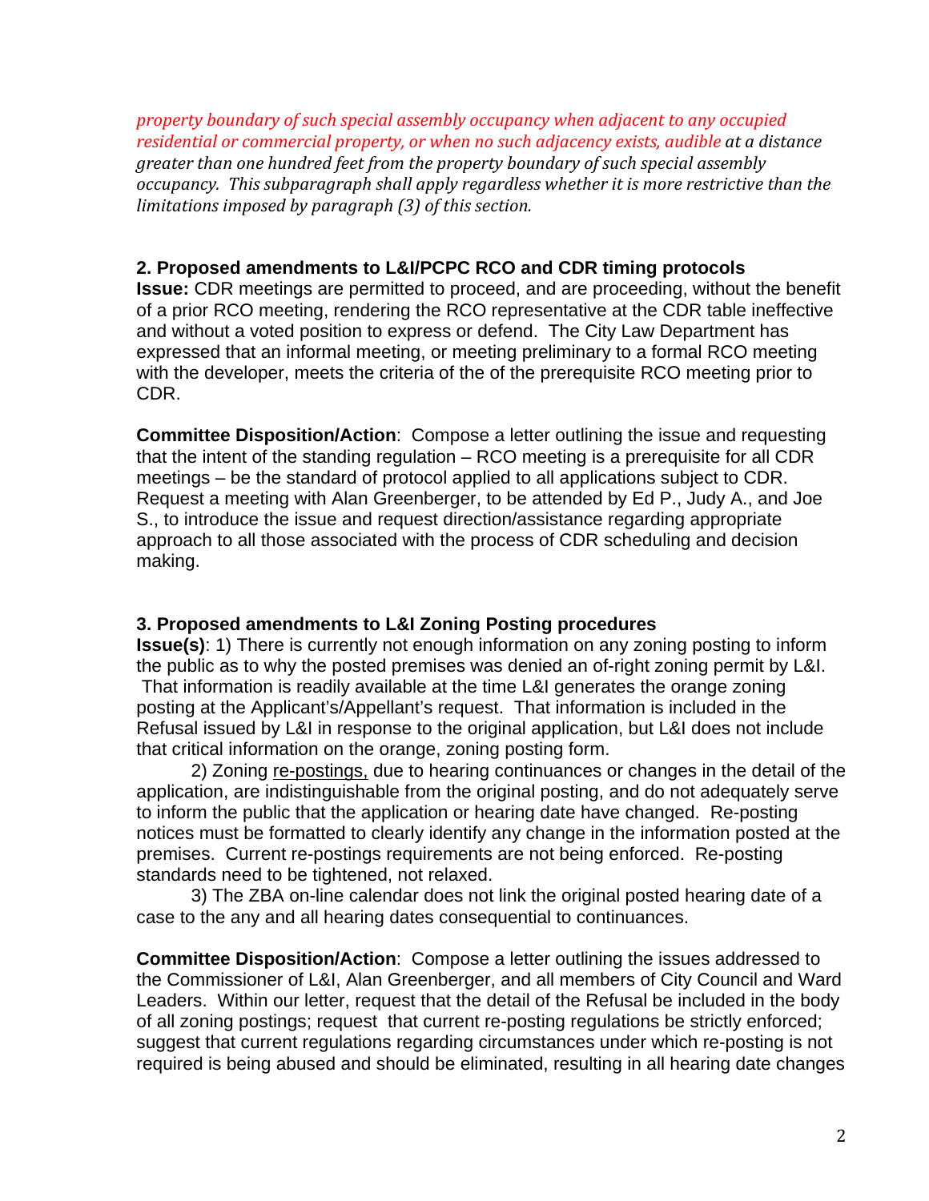*property boundary of such special assembly occupancy when adjacent to any occupied residential or commercial property, or when no such adjacency exists, audible at a distance greater than one hundred feet from the property boundary of such special assembly occupancy. This subparagraph shall apply regardless whether it is more restrictive than the limitations imposed by paragraph (3) of this section.*

**2. Proposed amendments to L&I/PCPC RCO and CDR timing protocols**

**Issue:** CDR meetings are permitted to proceed, and are proceeding, without the benefit of a prior RCO meeting, rendering the RCO representative at the CDR table ineffective and without a voted position to express or defend. The City Law Department has expressed that an informal meeting, or meeting preliminary to a formal RCO meeting with the developer, meets the criteria of the of the prerequisite RCO meeting prior to CDR.

**Committee Disposition/Action**: Compose a letter outlining the issue and requesting that the intent of the standing regulation – RCO meeting is a prerequisite for all CDR meetings – be the standard of protocol applied to all applications subject to CDR. Request a meeting with Alan Greenberger, to be attended by Ed P., Judy A., and Joe S., to introduce the issue and request direction/assistance regarding appropriate approach to all those associated with the process of CDR scheduling and decision making.

**3. Proposed amendments to L&I Zoning Posting procedures**

**Issue(s)**: 1) There is currently not enough information on any zoning posting to inform the public as to why the posted premises was denied an of-right zoning permit by L&I. That information is readily available at the time L&I generates the orange zoning posting at the Applicant's/Appellant's request. That information is included in the Refusal issued by L&I in response to the original application, but L&I does not include that critical information on the orange, zoning posting form.

2) Zoning <u>re-postings,</u> due to hearing continuances or changes in the detail of the application, are indistinguishable from the original posting, and do not adequately serve to inform the public that the application or hearing date have changed. Re-posting notices must be formatted to clearly identify any change in the information posted at the premises. Current re-postings requirements are not being enforced. Re-posting standards need to be tightened, not relaxed.

3) The ZBA on-line calendar does not link the original posted hearing date of a case to the any and all hearing dates consequential to continuances.

**Committee Disposition/Action**: Compose a letter outlining the issues addressed to the Commissioner of L&I, Alan Greenberger, and all members of City Council and Ward Leaders. Within our letter, request that the detail of the Refusal be included in the body of all zoning postings; request that current re-posting regulations be strictly enforced; suggest that current regulations regarding circumstances under which re-posting is not required is being abused and should be eliminated, resulting in all hearing date changes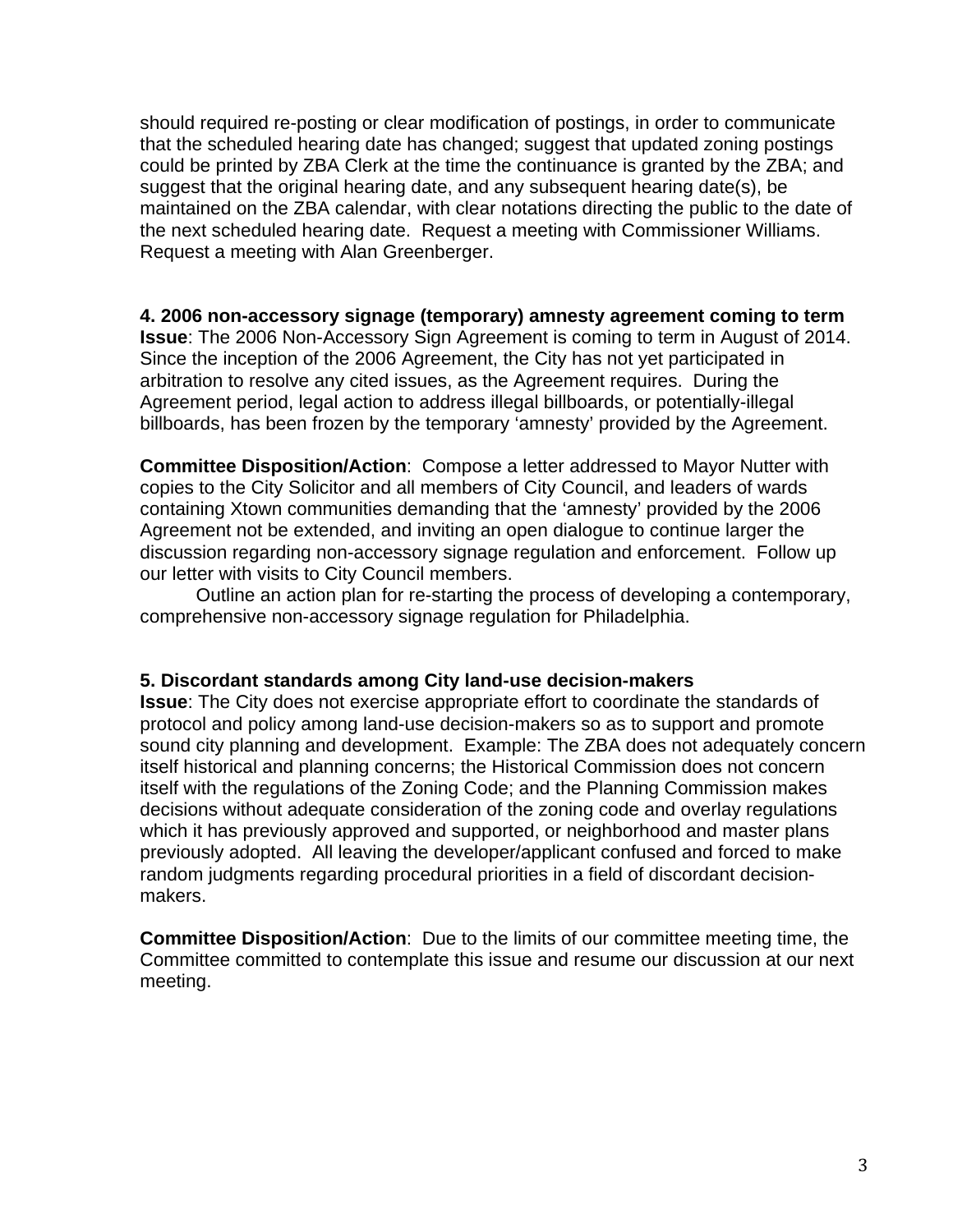should required re-posting or clear modification of postings, in order to communicate that the scheduled hearing date has changed; suggest that updated zoning postings could be printed by ZBA Clerk at the time the continuance is granted by the ZBA; and suggest that the original hearing date, and any subsequent hearing date(s), be maintained on the ZBA calendar, with clear notations directing the public to the date of the next scheduled hearing date. Request a meeting with Commissioner Williams. Request a meeting with Alan Greenberger.

**4. 2006 non-accessory signage (temporary) amnesty agreement coming to term**
**Issue**: The 2006 Non-Accessory Sign Agreement is coming to term in August of 2014. Since the inception of the 2006 Agreement, the City has not yet participated in arbitration to resolve any cited issues, as the Agreement requires. During the Agreement period, legal action to address illegal billboards, or potentially-illegal billboards, has been frozen by the temporary 'amnesty' provided by the Agreement.

**Committee Disposition/Action**: Compose a letter addressed to Mayor Nutter with copies to the City Solicitor and all members of City Council, and leaders of wards containing Xtown communities demanding that the 'amnesty' provided by the 2006 Agreement not be extended, and inviting an open dialogue to continue larger the discussion regarding non-accessory signage regulation and enforcement. Follow up our letter with visits to City Council members.

Outline an action plan for re-starting the process of developing a contemporary, comprehensive non-accessory signage regulation for Philadelphia.

**5. Discordant standards among City land-use decision-makers**
**Issue**: The City does not exercise appropriate effort to coordinate the standards of protocol and policy among land-use decision-makers so as to support and promote sound city planning and development. Example: The ZBA does not adequately concern itself historical and planning concerns; the Historical Commission does not concern itself with the regulations of the Zoning Code; and the Planning Commission makes decisions without adequate consideration of the zoning code and overlay regulations which it has previously approved and supported, or neighborhood and master plans previously adopted. All leaving the developer/applicant confused and forced to make random judgments regarding procedural priorities in a field of discordant decision-makers.

**Committee Disposition/Action**: Due to the limits of our committee meeting time, the Committee committed to contemplate this issue and resume our discussion at our next meeting.